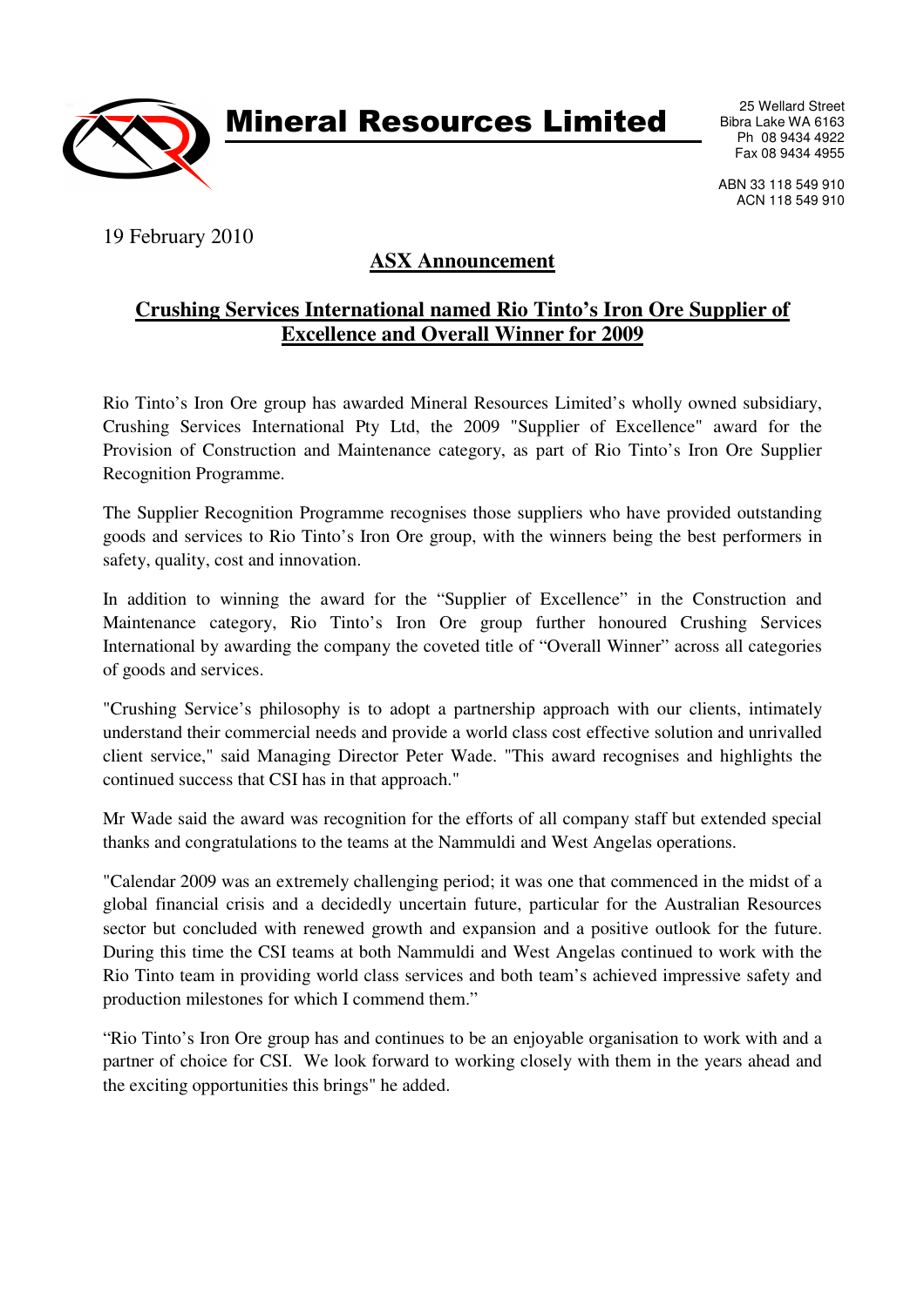# Mineral Resources Limited

25 Wellard Street
Bibra Lake WA 6163
Ph 08 9434 4922
Fax 08 9434 4955

ABN 33 118 549 910
ACN 118 549 910

19 February 2010

## ASX Announcement

## Crushing Services International named Rio Tinto's Iron Ore Supplier of Excellence and Overall Winner for 2009

Rio Tinto's Iron Ore group has awarded Mineral Resources Limited's wholly owned subsidiary, Crushing Services International Pty Ltd, the 2009 "Supplier of Excellence" award for the Provision of Construction and Maintenance category, as part of Rio Tinto's Iron Ore Supplier Recognition Programme.

The Supplier Recognition Programme recognises those suppliers who have provided outstanding goods and services to Rio Tinto's Iron Ore group, with the winners being the best performers in safety, quality, cost and innovation.

In addition to winning the award for the "Supplier of Excellence" in the Construction and Maintenance category, Rio Tinto's Iron Ore group further honoured Crushing Services International by awarding the company the coveted title of "Overall Winner" across all categories of goods and services.

"Crushing Service's philosophy is to adopt a partnership approach with our clients, intimately understand their commercial needs and provide a world class cost effective solution and unrivalled client service," said Managing Director Peter Wade. "This award recognises and highlights the continued success that CSI has in that approach."

Mr Wade said the award was recognition for the efforts of all company staff but extended special thanks and congratulations to the teams at the Nammuldi and West Angelas operations.

"Calendar 2009 was an extremely challenging period; it was one that commenced in the midst of a global financial crisis and a decidedly uncertain future, particular for the Australian Resources sector but concluded with renewed growth and expansion and a positive outlook for the future. During this time the CSI teams at both Nammuldi and West Angelas continued to work with the Rio Tinto team in providing world class services and both team's achieved impressive safety and production milestones for which I commend them."

"Rio Tinto's Iron Ore group has and continues to be an enjoyable organisation to work with and a partner of choice for CSI. We look forward to working closely with them in the years ahead and the exciting opportunities this brings" he added.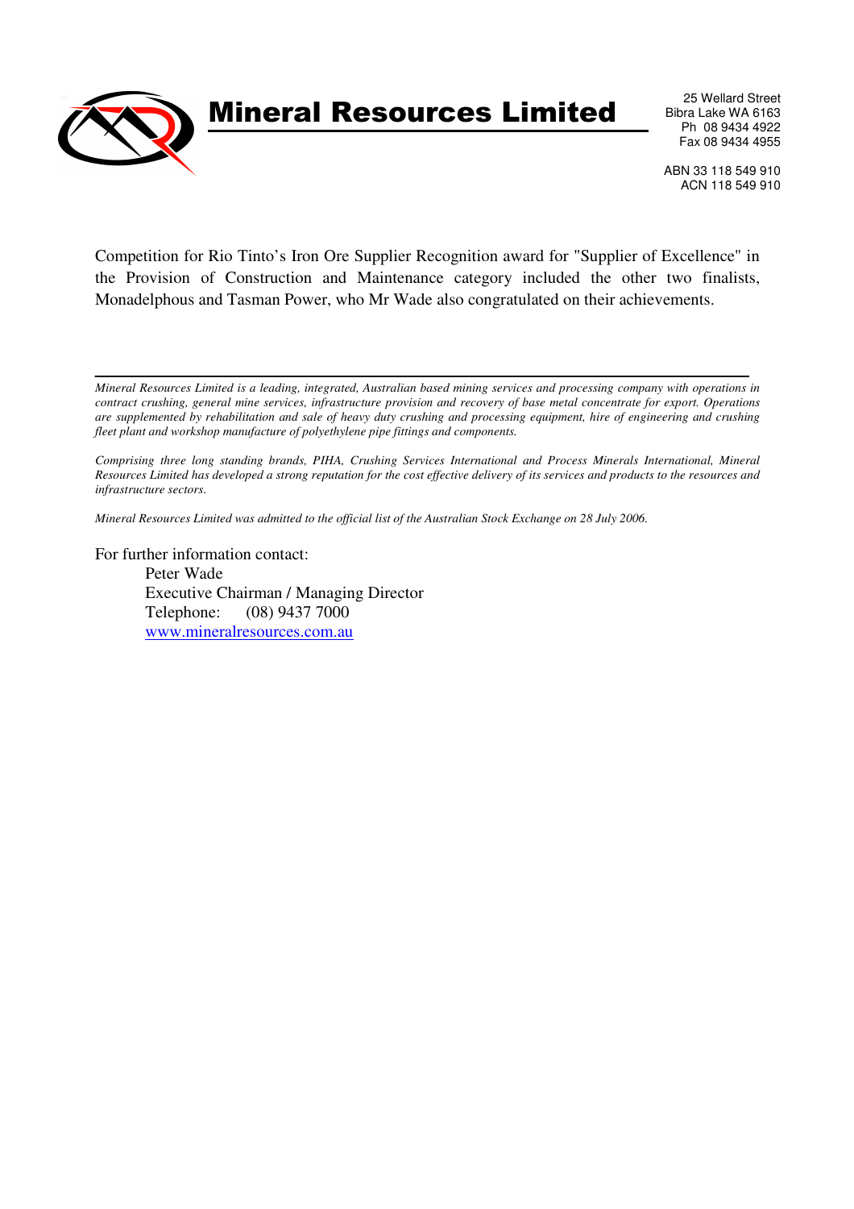# Mineral Resources Limited

25 Wellard Street
Bibra Lake WA 6163
Ph 08 9434 4922
Fax 08 9434 4955

ABN 33 118 549 910
ACN 118 549 910

Competition for Rio Tinto's Iron Ore Supplier Recognition award for "Supplier of Excellence" in the Provision of Construction and Maintenance category included the other two finalists, Monadelphous and Tasman Power, who Mr Wade also congratulated on their achievements.

---

*Mineral Resources Limited is a leading, integrated, Australian based mining services and processing company with operations in contract crushing, general mine services, infrastructure provision and recovery of base metal concentrate for export. Operations are supplemented by rehabilitation and sale of heavy duty crushing and processing equipment, hire of engineering and crushing fleet plant and workshop manufacture of polyethylene pipe fittings and components.*

*Comprising three long standing brands, PIHA, Crushing Services International and Process Minerals International, Mineral Resources Limited has developed a strong reputation for the cost effective delivery of its services and products to the resources and infrastructure sectors.*

*Mineral Resources Limited was admitted to the official list of the Australian Stock Exchange on 28 July 2006.*

For further information contact:

Peter Wade
Executive Chairman / Managing Director
Telephone: (08) 9437 7000
www.mineralresources.com.au